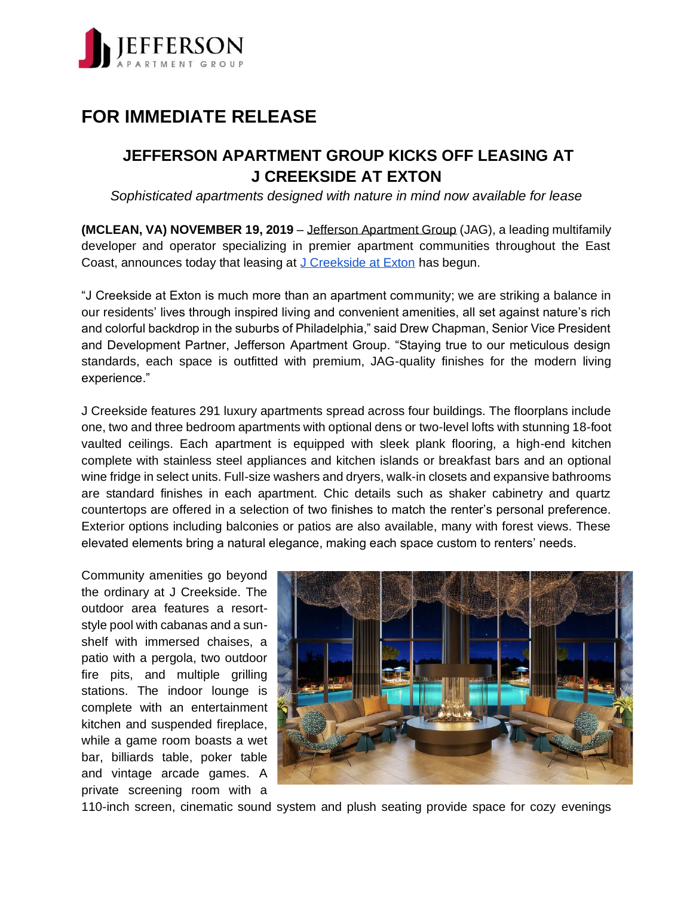# FOR IMMEDIATE RELEASE

## JEFFERSON APARTMENT GROUP KICKS OFF LEASING AT J CREEKSIDE AT EXTON

*Sophisticated apartments designed with nature in mind now available for lease*

**(MCLEAN, VA) NOVEMBER 19, 2019** – Jefferson Apartment Group (JAG), a leading multifamily developer and operator specializing in premier apartment communities throughout the East Coast, announces today that leasing at J Creekside at Exton has begun.

"J Creekside at Exton is much more than an apartment community; we are striking a balance in our residents' lives through inspired living and convenient amenities, all set against nature's rich and colorful backdrop in the suburbs of Philadelphia," said Drew Chapman, Senior Vice President and Development Partner, Jefferson Apartment Group. "Staying true to our meticulous design standards, each space is outfitted with premium, JAG-quality finishes for the modern living experience."

J Creekside features 291 luxury apartments spread across four buildings. The floorplans include one, two and three bedroom apartments with optional dens or two-level lofts with stunning 18-foot vaulted ceilings. Each apartment is equipped with sleek plank flooring, a high-end kitchen complete with stainless steel appliances and kitchen islands or breakfast bars and an optional wine fridge in select units. Full-size washers and dryers, walk-in closets and expansive bathrooms are standard finishes in each apartment. Chic details such as shaker cabinetry and quartz countertops are offered in a selection of two finishes to match the renter's personal preference. Exterior options including balconies or patios are also available, many with forest views. These elevated elements bring a natural elegance, making each space custom to renters' needs.

Community amenities go beyond the ordinary at J Creekside. The outdoor area features a resort-style pool with cabanas and a sun-shelf with immersed chaises, a patio with a pergola, two outdoor fire pits, and multiple grilling stations. The indoor lounge is complete with an entertainment kitchen and suspended fireplace, while a game room boasts a wet bar, billiards table, poker table and vintage arcade games. A private screening room with a 110-inch screen, cinematic sound system and plush seating provide space for cozy evenings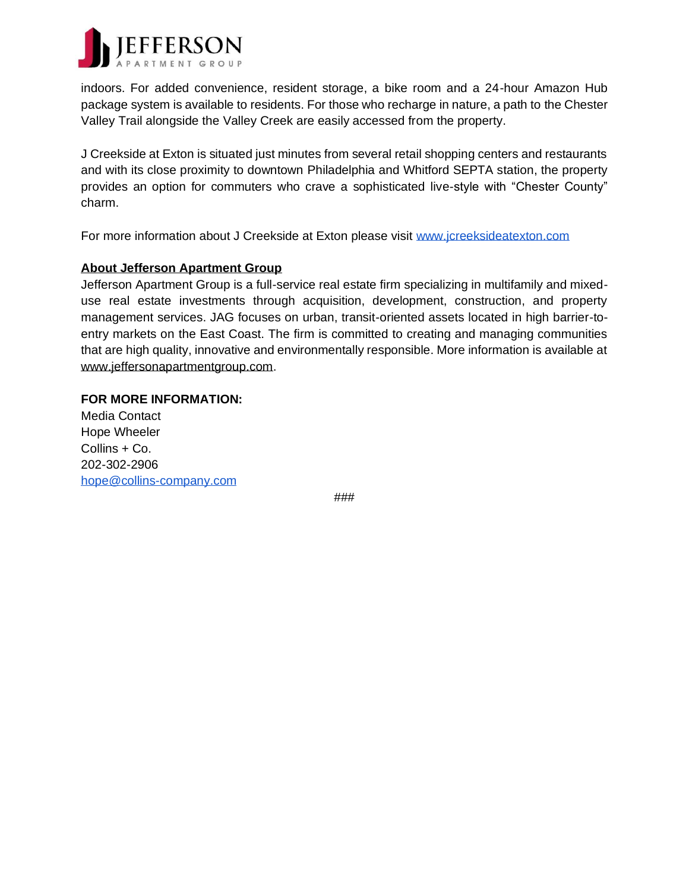indoors. For added convenience, resident storage, a bike room and a 24-hour Amazon Hub package system is available to residents. For those who recharge in nature, a path to the Chester Valley Trail alongside the Valley Creek are easily accessed from the property.

J Creekside at Exton is situated just minutes from several retail shopping centers and restaurants and with its close proximity to downtown Philadelphia and Whitford SEPTA station, the property provides an option for commuters who crave a sophisticated live-style with "Chester County" charm.

For more information about J Creekside at Exton please visit www.jcreeksideatexton.com

**About Jefferson Apartment Group**

Jefferson Apartment Group is a full-service real estate firm specializing in multifamily and mixed-use real estate investments through acquisition, development, construction, and property management services. JAG focuses on urban, transit-oriented assets located in high barrier-to-entry markets on the East Coast. The firm is committed to creating and managing communities that are high quality, innovative and environmentally responsible. More information is available at www.jeffersonapartmentgroup.com.

**FOR MORE INFORMATION:**

Media Contact
Hope Wheeler
Collins + Co.
202-302-2906
hope@collins-company.com

###